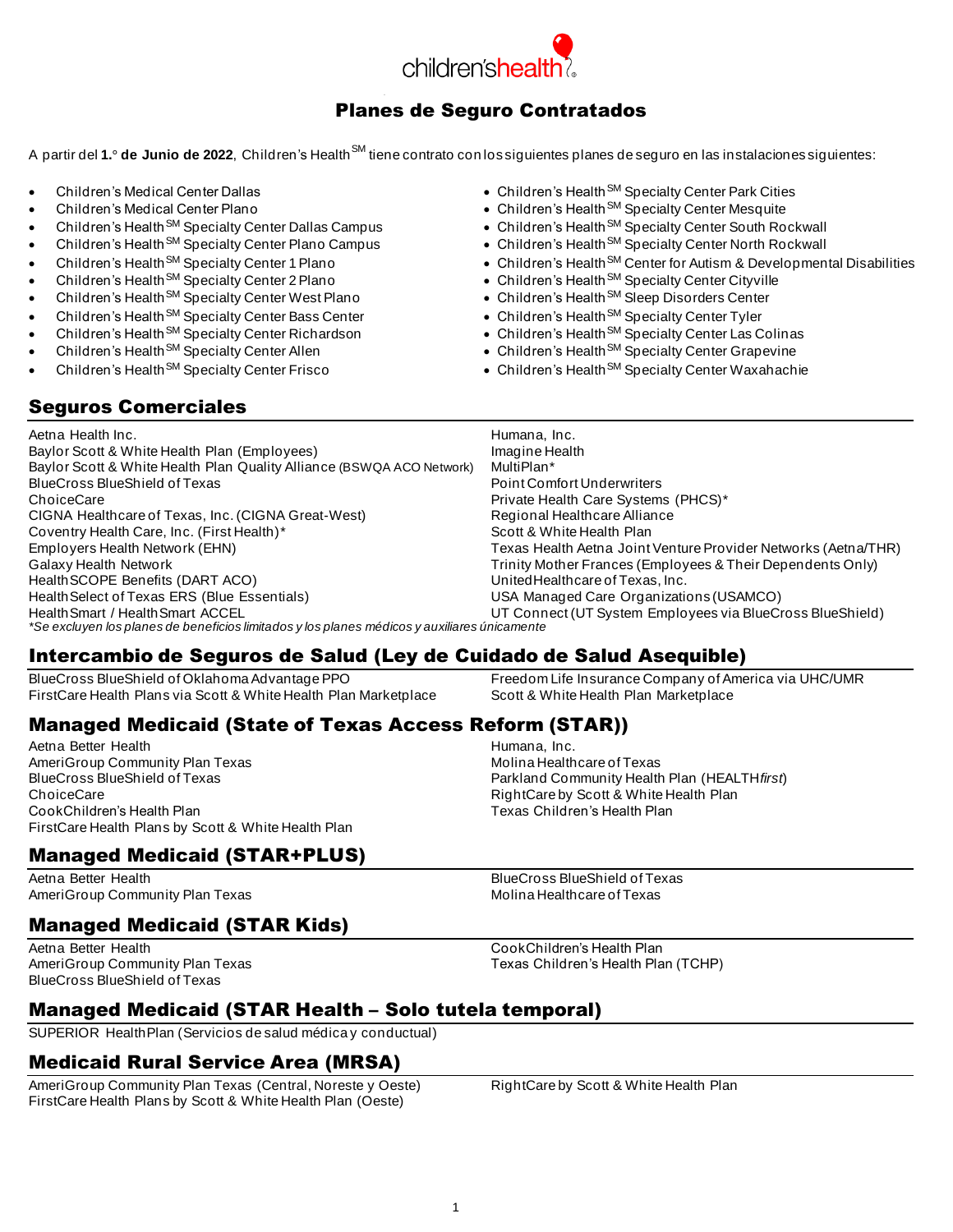children'shealth

# Planes de Seguro Contratados

A partir del **1.° de Junio de 2022**, Children's Health[SM] tiene contrato con los siguientes planes de seguro en las instalaciones siguientes:

- Children's Medical Center Dallas
- Children's Medical Center Plano
- Children's Health[SM] Specialty Center Dallas Campus
- Children's Health[SM] Specialty Center Plano Campus
- Children's Health[SM] Specialty Center 1 Plano
- Children's Health[SM] Specialty Center 2 Plano
- Children's Health[SM] Specialty Center West Plano
- Children's Health[SM] Specialty Center Bass Center
- Children's Health[SM] Specialty Center Richardson
- Children's Health[SM] Specialty Center Allen
- Children's Health[SM] Specialty Center Frisco
- Children's Health[SM] Specialty Center Park Cities
- Children's Health[SM] Specialty Center Mesquite
- Children's Health[SM] Specialty Center South Rockwall
- Children's Health[SM] Specialty Center North Rockwall
- Children's Health[SM] Center for Autism & Developmental Disabilities
- Children's Health[SM] Specialty Center Cityville
- Children's Health[SM] Sleep Disorders Center
- Children's Health[SM] Specialty Center Tyler
- Children's Health[SM] Specialty Center Las Colinas
- Children's Health[SM] Specialty Center Grapevine
- Children's Health[SM] Specialty Center Waxahachie

## Seguros Comerciales

Aetna Health Inc.
Baylor Scott & White Health Plan (Employees)
Baylor Scott & White Health Plan Quality Alliance (BSWQA ACO Network)
BlueCross BlueShield of Texas
ChoiceCare
CIGNA Healthcare of Texas, Inc. (CIGNA Great-West)
Coventry Health Care, Inc. (First Health)*
Employers Health Network (EHN)
Galaxy Health Network
HealthSCOPE Benefits (DART ACO)
HealthSelect of Texas ERS (Blue Essentials)
HealthSmart / HealthSmart ACCEL
Humana, Inc.
Imagine Health
MultiPlan*
Point Comfort Underwriters
Private Health Care Systems (PHCS)*
Regional Healthcare Alliance
Scott & White Health Plan
Texas Health Aetna Joint Venture Provider Networks (Aetna/THR)
Trinity Mother Frances (Employees & Their Dependents Only)
UnitedHealthcare of Texas, Inc.
USA Managed Care Organizations (USAMCO)
UT Connect (UT System Employees via BlueCross BlueShield)

*\*Se excluyen los planes de beneficios limitados y los planes médicos y auxiliares únicamente*

## Intercambio de Seguros de Salud (Ley de Cuidado de Salud Asequible)

BlueCross BlueShield of Oklahoma Advantage PPO
FirstCare Health Plans via Scott & White Health Plan Marketplace
Freedom Life Insurance Company of America via UHC/UMR
Scott & White Health Plan Marketplace

## Managed Medicaid (State of Texas Access Reform (STAR))

Aetna Better Health
AmeriGroup Community Plan Texas
BlueCross BlueShield of Texas
ChoiceCare
CookChildren's Health Plan
FirstCare Health Plans by Scott & White Health Plan
Humana, Inc.
Molina Healthcare of Texas
Parkland Community Health Plan (HEALTH*first*)
RightCare by Scott & White Health Plan
Texas Children's Health Plan

## Managed Medicaid (STAR+PLUS)

Aetna Better Health
AmeriGroup Community Plan Texas
BlueCross BlueShield of Texas
Molina Healthcare of Texas

## Managed Medicaid (STAR Kids)

Aetna Better Health
AmeriGroup Community Plan Texas
BlueCross BlueShield of Texas
CookChildren's Health Plan
Texas Children's Health Plan (TCHP)

## Managed Medicaid (STAR Health – Solo tutela temporal)

SUPERIOR HealthPlan (Servicios de salud médica y conductual)

## Medicaid Rural Service Area (MRSA)

AmeriGroup Community Plan Texas (Central, Noreste y Oeste)
FirstCare Health Plans by Scott & White Health Plan (Oeste)
RightCare by Scott & White Health Plan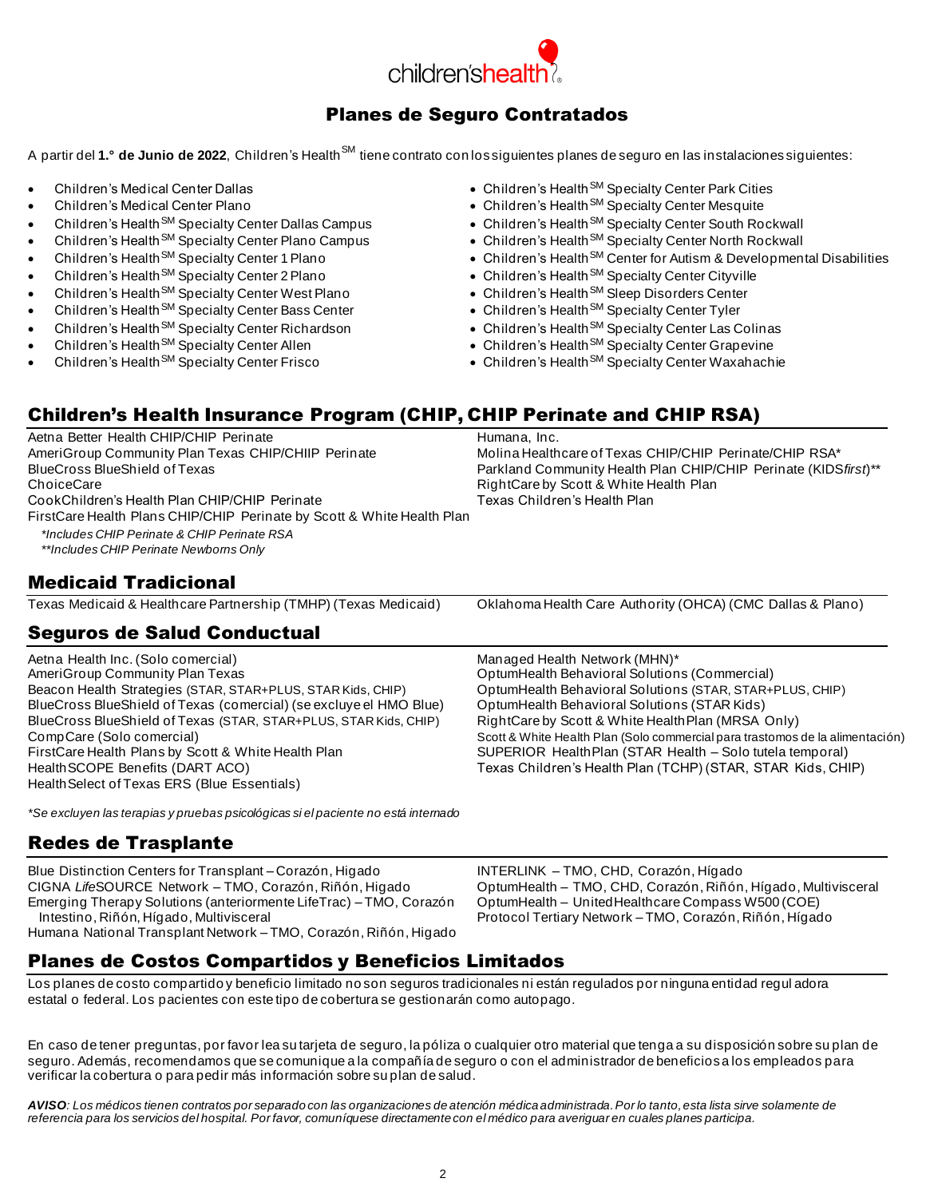# Planes de Seguro Contratados

A partir del **1.° de Junio de 2022**, Children's Health[SM] tiene contrato con los siguientes planes de seguro en las instalaciones siguientes:

- Children's Medical Center Dallas
- Children's Medical Center Plano
- Children's Health[SM] Specialty Center Dallas Campus
- Children's Health[SM] Specialty Center Plano Campus
- Children's Health[SM] Specialty Center 1 Plano
- Children's Health[SM] Specialty Center 2 Plano
- Children's Health[SM] Specialty Center West Plano
- Children's Health[SM] Specialty Center Bass Center
- Children's Health[SM] Specialty Center Richardson
- Children's Health[SM] Specialty Center Allen
- Children's Health[SM] Specialty Center Frisco
- Children's Health[SM] Specialty Center Park Cities
- Children's Health[SM] Specialty Center Mesquite
- Children's Health[SM] Specialty Center South Rockwall
- Children's Health[SM] Specialty Center North Rockwall
- Children's Health[SM] Center for Autism & Developmental Disabilities
- Children's Health[SM] Specialty Center Cityville
- Children's Health[SM] Sleep Disorders Center
- Children's Health[SM] Specialty Center Tyler
- Children's Health[SM] Specialty Center Las Colinas
- Children's Health[SM] Specialty Center Grapevine
- Children's Health[SM] Specialty Center Waxahachie

## Children's Health Insurance Program (CHIP, CHIP Perinate and CHIP RSA)

Aetna Better Health CHIP/CHIP Perinate
AmeriGroup Community Plan Texas CHIP/CHIIP Perinate
BlueCross BlueShield of Texas
ChoiceCare
CookChildren's Health Plan CHIP/CHIP Perinate
FirstCare Health Plans CHIP/CHIP Perinate by Scott & White Health Plan
Humana, Inc.
Molina Healthcare of Texas CHIP/CHIP Perinate/CHIP RSA*
Parkland Community Health Plan CHIP/CHIP Perinate (KIDS*first*)**
RightCare by Scott & White Health Plan
Texas Children's Health Plan

*\*Includes CHIP Perinate & CHIP Perinate RSA*
*\*\*Includes CHIP Perinate Newborns Only*

## Medicaid Tradicional

Texas Medicaid & Healthcare Partnership (TMHP) (Texas Medicaid)
Oklahoma Health Care Authority (OHCA) (CMC Dallas & Plano)

## Seguros de Salud Conductual

Aetna Health Inc. (Solo comercial)
AmeriGroup Community Plan Texas
Beacon Health Strategies (STAR, STAR+PLUS, STAR Kids, CHIP)
BlueCross BlueShield of Texas (comercial) (se excluye el HMO Blue)
BlueCross BlueShield of Texas (STAR, STAR+PLUS, STAR Kids, CHIP)
CompCare (Solo comercial)
FirstCare Health Plans by Scott & White Health Plan
HealthSCOPE Benefits (DART ACO)
HealthSelect of Texas ERS (Blue Essentials)
Managed Health Network (MHN)*
OptumHealth Behavioral Solutions (Commercial)
OptumHealth Behavioral Solutions (STAR, STAR+PLUS, CHIP)
OptumHealth Behavioral Solutions (STAR Kids)
RightCare by Scott & White Health Plan (MRSA Only)
Scott & White Health Plan (Solo commercial para trastornos de la alimentación)
SUPERIOR HealthPlan (STAR Health – Solo tutela temporal)
Texas Children's Health Plan (TCHP) (STAR, STAR Kids, CHIP)

*\*Se excluyen las terapias y pruebas psicológicas si el paciente no está internado*

## Redes de Trasplante

Blue Distinction Centers for Transplant – Corazón, Higado
CIGNA *Life*SOURCE Network – TMO, Corazón, Riñón, Higado
Emerging Therapy Solutions (anteriormente LifeTrac) – TMO, Corazón Intestino, Riñón, Hígado, Multivisceral
Humana National Transplant Network – TMO, Corazón, Riñón, Higado
INTERLINK – TMO, CHD, Corazón, Hígado
OptumHealth – TMO, CHD, Corazón, Riñón, Hígado, Multivisceral
OptumHealth – UnitedHealthcare Compass W500 (COE)
Protocol Tertiary Network – TMO, Corazón, Riñón, Hígado

## Planes de Costos Compartidos y Beneficios Limitados

Los planes de costo compartido y beneficio limitado no son seguros tradicionales ni están regulados por ninguna entidad reguladora estatal o federal. Los pacientes con este tipo de cobertura se gestionarán como autopago.

En caso de tener preguntas, por favor lea su tarjeta de seguro, la póliza o cualquier otro material que tenga a su disposición sobre su plan de seguro. Además, recomendamos que se comunique a la compañía de seguro o con el administrador de beneficios a los empleados para verificar la cobertura o para pedir más información sobre su plan de salud.

***AVISO**: Los médicos tienen contratos por separado con las organizaciones de atención médica administrada. Por lo tanto, esta lista sirve solamente de referencia para los servicios del hospital. Por favor, comuníquese directamente con el médico para averiguar en cuales planes participa.*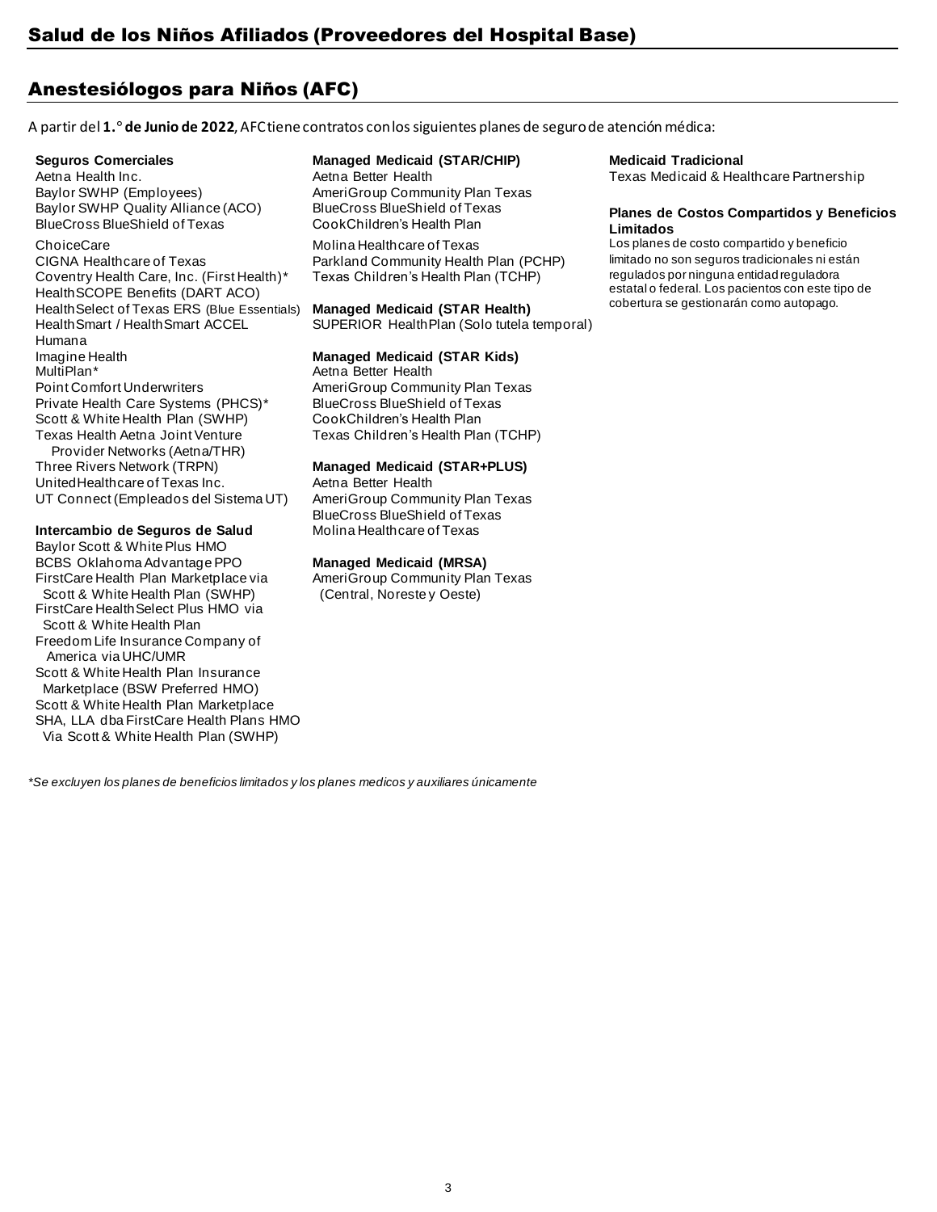# Salud de los Niños Afiliados (Proveedores del Hospital Base)

## Anestesiólogos para Niños (AFC)

A partir del **1.° de Junio de 2022**, AFC tiene contratos con los siguientes planes de seguro de atención médica:

**Seguros Comerciales**

Aetna Health Inc.
Baylor SWHP (Employees)
Baylor SWHP Quality Alliance (ACO)
BlueCross BlueShield of Texas
ChoiceCare
CIGNA Healthcare of Texas
Coventry Health Care, Inc. (First Health)*
HealthSCOPE Benefits (DART ACO)
HealthSelect of Texas ERS (Blue Essentials)
HealthSmart / HealthSmart ACCEL
Humana
Imagine Health
MultiPlan*
Point Comfort Underwriters
Private Health Care Systems (PHCS)*
Scott & White Health Plan (SWHP)
Texas Health Aetna Joint Venture Provider Networks (Aetna/THR)
Three Rivers Network (TRPN)
UnitedHealthcare of Texas Inc.
UT Connect (Empleados del Sistema UT)

**Intercambio de Seguros de Salud**

Baylor Scott & White Plus HMO
BCBS Oklahoma Advantage PPO
FirstCare Health Plan Marketplace via Scott & White Health Plan (SWHP)
FirstCare HealthSelect Plus HMO via Scott & White Health Plan
Freedom Life Insurance Company of America via UHC/UMR
Scott & White Health Plan Insurance Marketplace (BSW Preferred HMO)
Scott & White Health Plan Marketplace
SHA, LLA dba FirstCare Health Plans HMO Via Scott & White Health Plan (SWHP)

**Managed Medicaid (STAR/CHIP)**

Aetna Better Health
AmeriGroup Community Plan Texas
BlueCross BlueShield of Texas
CookChildren's Health Plan
Molina Healthcare of Texas
Parkland Community Health Plan (PCHP)
Texas Children's Health Plan (TCHP)

**Managed Medicaid (STAR Health)**

SUPERIOR HealthPlan (Solo tutela temporal)

**Managed Medicaid (STAR Kids)**

Aetna Better Health
AmeriGroup Community Plan Texas
BlueCross BlueShield of Texas
CookChildren's Health Plan
Texas Children's Health Plan (TCHP)

**Managed Medicaid (STAR+PLUS)**

Aetna Better Health
AmeriGroup Community Plan Texas
BlueCross BlueShield of Texas
Molina Healthcare of Texas

**Managed Medicaid (MRSA)**

AmeriGroup Community Plan Texas (Central, Noreste y Oeste)

**Medicaid Tradicional**

Texas Medicaid & Healthcare Partnership

**Planes de Costos Compartidos y Beneficios Limitados**

Los planes de costo compartido y beneficio limitado no son seguros tradicionales ni están regulados por ninguna entidad reguladora estatal o federal. Los pacientes con este tipo de cobertura se gestionarán como autopago.

*\*Se excluyen los planes de beneficios limitados y los planes medicos y auxiliares únicamente*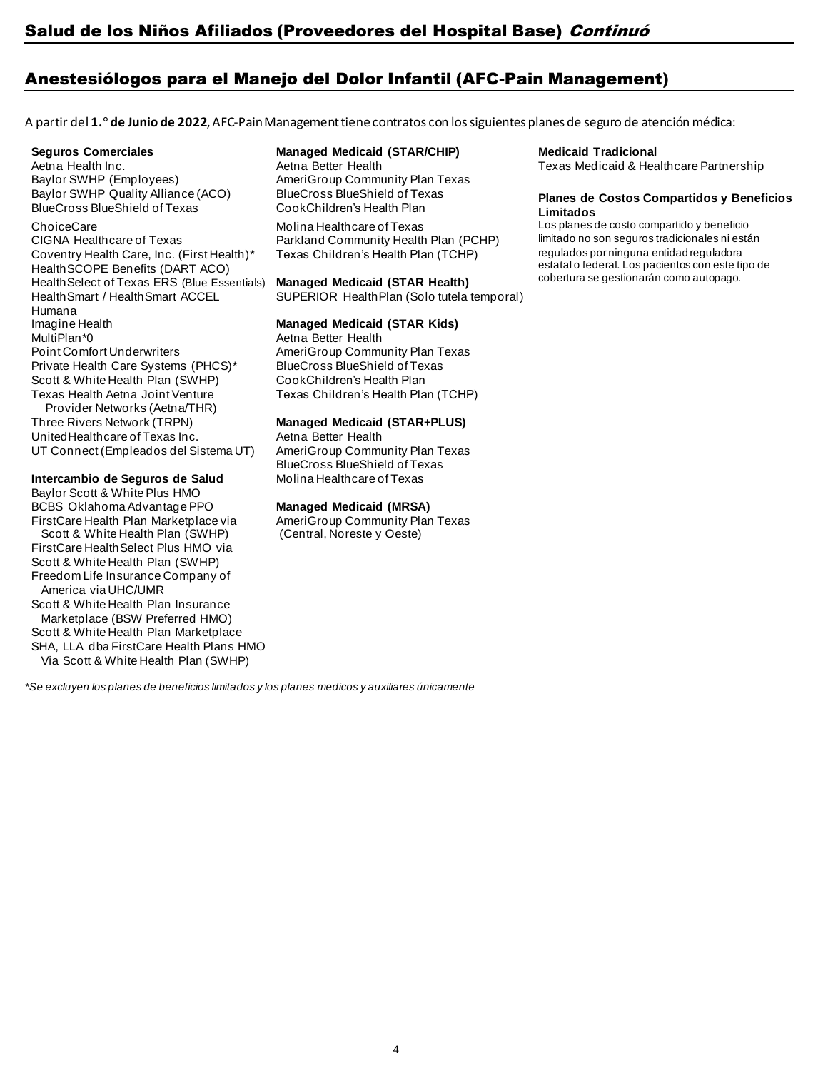# Salud de los Niños Afiliados (Proveedores del Hospital Base) *Continuó*

## Anestesiólogos para el Manejo del Dolor Infantil (AFC-Pain Management)

A partir del **1.° de Junio de 2022**, AFC-Pain Management tiene contratos con los siguientes planes de seguro de atención médica:

**Seguros Comerciales**

Aetna Health Inc.
Baylor SWHP (Employees)
Baylor SWHP Quality Alliance (ACO)
BlueCross BlueShield of Texas
ChoiceCare
CIGNA Healthcare of Texas
Coventry Health Care, Inc. (First Health)*
HealthSCOPE Benefits (DART ACO)
HealthSelect of Texas ERS (Blue Essentials)
HealthSmart / HealthSmart ACCEL
Humana
Imagine Health
MultiPlan*0
Point Comfort Underwriters
Private Health Care Systems (PHCS)*
Scott & White Health Plan (SWHP)
Texas Health Aetna Joint Venture Provider Networks (Aetna/THR)
Three Rivers Network (TRPN)
UnitedHealthcare of Texas Inc.
UT Connect (Empleados del Sistema UT)

**Intercambio de Seguros de Salud**

Baylor Scott & White Plus HMO
BCBS Oklahoma Advantage PPO
FirstCare Health Plan Marketplace via Scott & White Health Plan (SWHP)
FirstCare HealthSelect Plus HMO via Scott & White Health Plan (SWHP)
Freedom Life Insurance Company of America via UHC/UMR
Scott & White Health Plan Insurance Marketplace (BSW Preferred HMO)
Scott & White Health Plan Marketplace
SHA, LLA dba FirstCare Health Plans HMO Via Scott & White Health Plan (SWHP)

**Managed Medicaid (STAR/CHIP)**

Aetna Better Health
AmeriGroup Community Plan Texas
BlueCross BlueShield of Texas
CookChildren's Health Plan
Molina Healthcare of Texas
Parkland Community Health Plan (PCHP)
Texas Children's Health Plan (TCHP)

**Managed Medicaid (STAR Health)**

SUPERIOR HealthPlan (Solo tutela temporal)

**Managed Medicaid (STAR Kids)**

Aetna Better Health
AmeriGroup Community Plan Texas
BlueCross BlueShield of Texas
CookChildren's Health Plan
Texas Children's Health Plan (TCHP)

**Managed Medicaid (STAR+PLUS)**

Aetna Better Health
AmeriGroup Community Plan Texas
BlueCross BlueShield of Texas
Molina Healthcare of Texas

**Managed Medicaid (MRSA)**

AmeriGroup Community Plan Texas (Central, Noreste y Oeste)

**Medicaid Tradicional**

Texas Medicaid & Healthcare Partnership

**Planes de Costos Compartidos y Beneficios Limitados**

Los planes de costo compartido y beneficio limitado no son seguros tradicionales ni están regulados por ninguna entidad reguladora estatal o federal. Los pacientos con este tipo de cobertura se gestionarán como autopago.

*\*Se excluyen los planes de beneficios limitados y los planes medicos y auxiliares únicamente*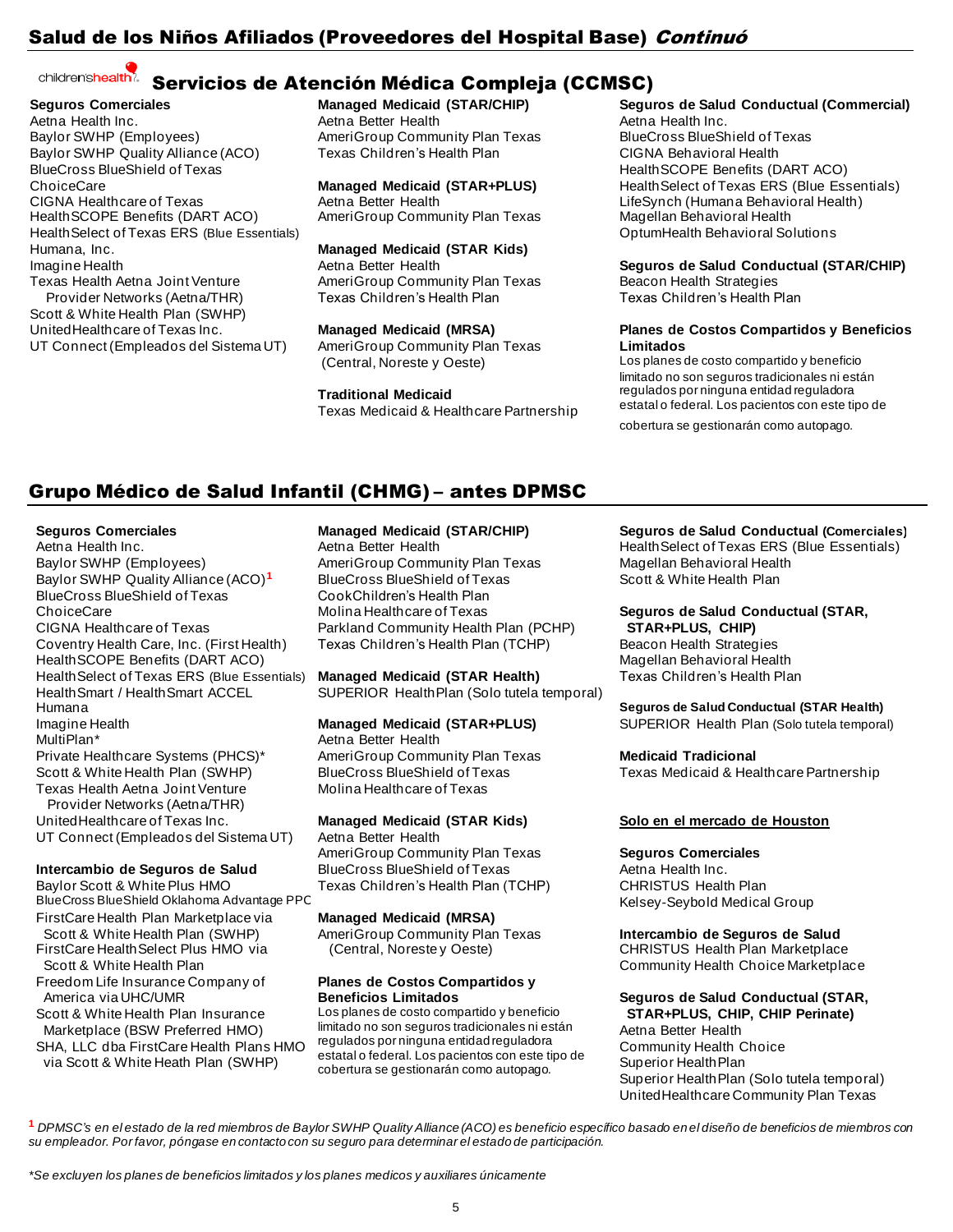## Salud de los Niños Afiliados (Proveedores del Hospital Base) *Continuó*

## Servicios de Atención Médica Compleja (CCMSC)

**Seguros Comerciales**
Aetna Health Inc.
Baylor SWHP (Employees)
Baylor SWHP Quality Alliance (ACO)
BlueCross BlueShield of Texas
ChoiceCare
CIGNA Healthcare of Texas
HealthSCOPE Benefits (DART ACO)
HealthSelect of Texas ERS (Blue Essentials)
Humana, Inc.
Imagine Health
Texas Health Aetna Joint Venture Provider Networks (Aetna/THR)
Scott & White Health Plan (SWHP)
UnitedHealthcare of Texas Inc.
UT Connect (Empleados del Sistema UT)

**Managed Medicaid (STAR/CHIP)**
Aetna Better Health
AmeriGroup Community Plan Texas
Texas Children's Health Plan

**Managed Medicaid (STAR+PLUS)**
Aetna Better Health
AmeriGroup Community Plan Texas

**Managed Medicaid (STAR Kids)**
Aetna Better Health
AmeriGroup Community Plan Texas
Texas Children's Health Plan

**Managed Medicaid (MRSA)**
AmeriGroup Community Plan Texas (Central, Noreste y Oeste)

**Traditional Medicaid**
Texas Medicaid & Healthcare Partnership

**Seguros de Salud Conductual (Commercial)**
Aetna Health Inc.
BlueCross BlueShield of Texas
CIGNA Behavioral Health
HealthSCOPE Benefits (DART ACO)
HealthSelect of Texas ERS (Blue Essentials)
LifeSynch (Humana Behavioral Health)
Magellan Behavioral Health
OptumHealth Behavioral Solutions

**Seguros de Salud Conductual (STAR/CHIP)**
Beacon Health Strategies
Texas Children's Health Plan

**Planes de Costos Compartidos y Beneficios Limitados**
Los planes de costo compartido y beneficio limitado no son seguros tradicionales ni están regulados por ninguna entidad reguladora estatal o federal. Los pacientes con este tipo de cobertura se gestionarán como autopago.

## Grupo Médico de Salud Infantil (CHMG) – antes DPMSC

**Seguros Comerciales**
Aetna Health Inc.
Baylor SWHP (Employees)
Baylor SWHP Quality Alliance (ACO)[1]
BlueCross BlueShield of Texas
ChoiceCare
CIGNA Healthcare of Texas
Coventry Health Care, Inc. (First Health)
HealthSCOPE Benefits (DART ACO)
HealthSelect of Texas ERS (Blue Essentials)
HealthSmart / HealthSmart ACCEL
Humana
Imagine Health
MultiPlan*
Private Healthcare Systems (PHCS)*
Scott & White Health Plan (SWHP)
Texas Health Aetna Joint Venture Provider Networks (Aetna/THR)
UnitedHealthcare of Texas Inc.
UT Connect (Empleados del Sistema UT)

**Intercambio de Seguros de Salud**
Baylor Scott & White Plus HMO
BlueCross BlueShield Oklahoma Advantage PPO
FirstCare Health Plan Marketplace via Scott & White Health Plan (SWHP)
FirstCare HealthSelect Plus HMO via Scott & White Health Plan
Freedom Life Insurance Company of America via UHC/UMR
Scott & White Health Plan Insurance Marketplace (BSW Preferred HMO)
SHA, LLC dba FirstCare Health Plans HMO via Scott & White Heath Plan (SWHP)

**Managed Medicaid (STAR/CHIP)**
Aetna Better Health
AmeriGroup Community Plan Texas
BlueCross BlueShield of Texas
CookChildren's Health Plan
Molina Healthcare of Texas
Parkland Community Health Plan (PCHP)
Texas Children's Health Plan (TCHP)

**Managed Medicaid (STAR Health)**
SUPERIOR HealthPlan (Solo tutela temporal)

**Managed Medicaid (STAR+PLUS)**
Aetna Better Health
AmeriGroup Community Plan Texas
BlueCross BlueShield of Texas
Molina Healthcare of Texas

**Managed Medicaid (STAR Kids)**
Aetna Better Health
AmeriGroup Community Plan Texas
BlueCross BlueShield of Texas
Texas Children's Health Plan (TCHP)

**Managed Medicaid (MRSA)**
AmeriGroup Community Plan Texas (Central, Noreste y Oeste)

**Planes de Costos Compartidos y Beneficios Limitados**
Los planes de costo compartido y beneficio limitado no son seguros tradicionales ni están regulados por ninguna entidad reguladora estatal o federal. Los pacientes con este tipo de cobertura se gestionarán como autopago.

**Seguros de Salud Conductual (Comerciales)**
HealthSelect of Texas ERS (Blue Essentials)
Magellan Behavioral Health
Scott & White Health Plan

**Seguros de Salud Conductual (STAR, STAR+PLUS, CHIP)**
Beacon Health Strategies
Magellan Behavioral Health
Texas Children's Health Plan

**Seguros de Salud Conductual (STAR Health)**
SUPERIOR Health Plan (Solo tutela temporal)

**Medicaid Tradicional**
Texas Medicaid & Healthcare Partnership

**Solo en el mercado de Houston**

**Seguros Comerciales**
Aetna Health Inc.
CHRISTUS Health Plan
Kelsey-Seybold Medical Group

**Intercambio de Seguros de Salud**
CHRISTUS Health Plan Marketplace
Community Health Choice Marketplace

**Seguros de Salud Conductual (STAR, STAR+PLUS, CHIP, CHIP Perinate)**
Aetna Better Health
Community Health Choice
Superior HealthPlan
Superior HealthPlan (Solo tutela temporal)
UnitedHealthcare Community Plan Texas

[1] *DPMSC's en el estado de la red miembros de Baylor SWHP Quality Alliance (ACO) es beneficio específico basado en el diseño de beneficios de miembros con su empleador. Por favor, póngase en contacto con su seguro para determinar el estado de participación.*

*\*Se excluyen los planes de beneficios limitados y los planes medicos y auxiliares únicamente*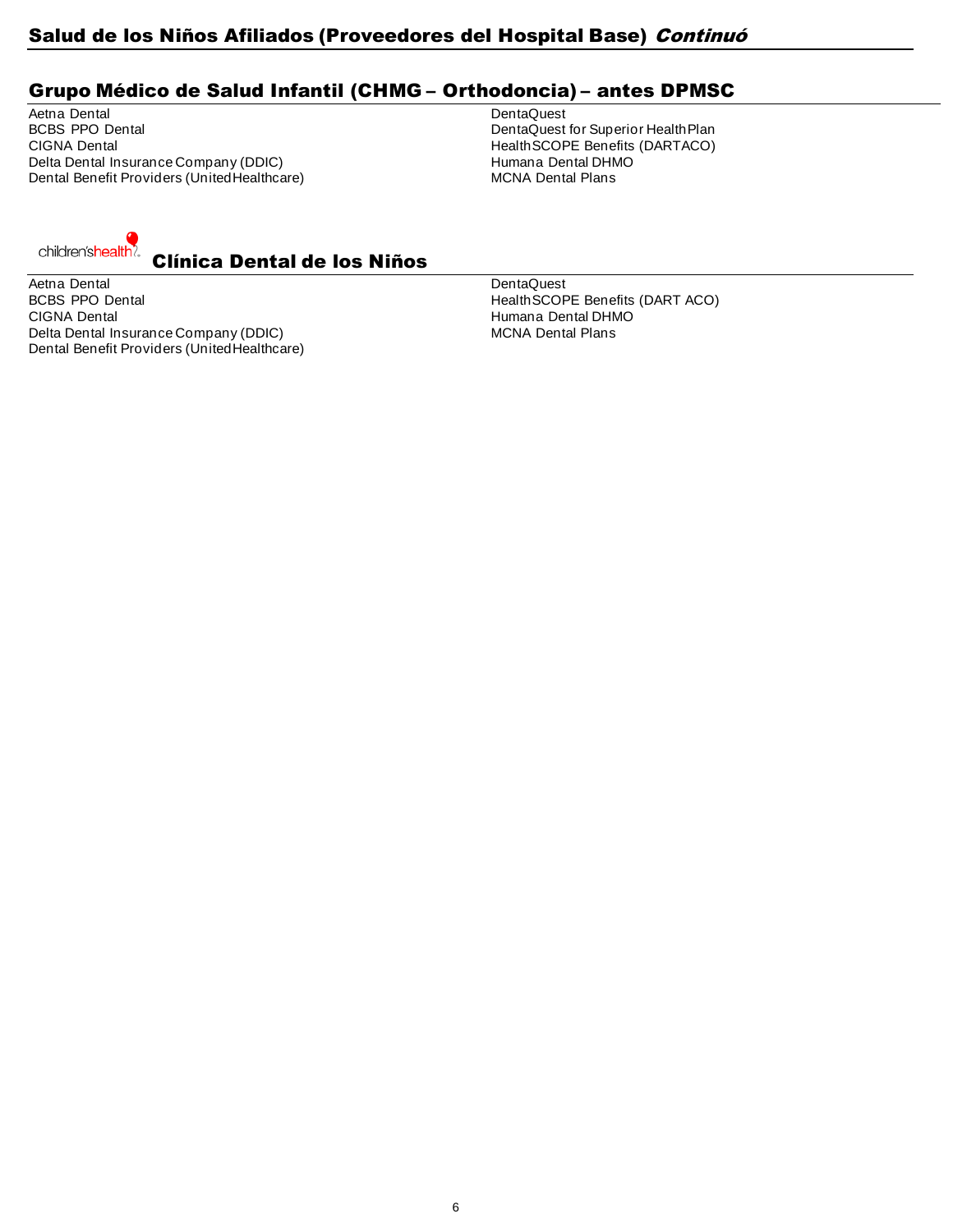# Salud de los Niños Afiliados (Proveedores del Hospital Base) *Continuó*

## Grupo Médico de Salud Infantil (CHMG – Orthodoncia) – antes DPMSC

Aetna Dental
BCBS PPO Dental
CIGNA Dental
Delta Dental Insurance Company (DDIC)
Dental Benefit Providers (UnitedHealthcare)
DentaQuest
DentaQuest for Superior HealthPlan
HealthSCOPE Benefits (DARTACO)
Humana Dental DHMO
MCNA Dental Plans

## children'shealth Clínica Dental de los Niños

Aetna Dental
BCBS PPO Dental
CIGNA Dental
Delta Dental Insurance Company (DDIC)
Dental Benefit Providers (UnitedHealthcare)
DentaQuest
HealthSCOPE Benefits (DART ACO)
Humana Dental DHMO
MCNA Dental Plans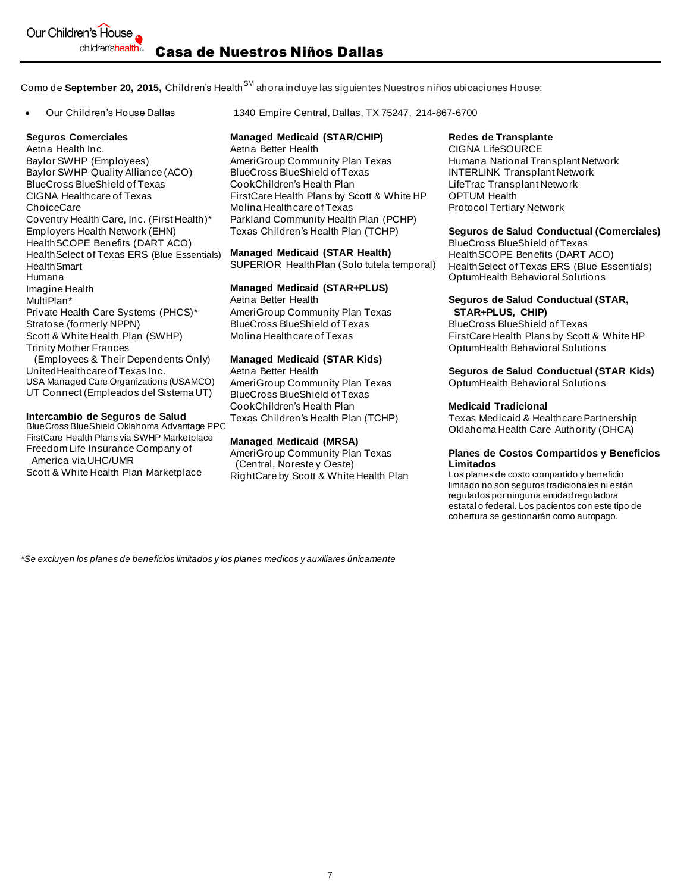Our Children's House childrenshealth

# Casa de Nuestros Niños Dallas

Como de **September 20, 2015,** Children's Health[SM] ahora incluye las siguientes Nuestros niños ubicaciones House:

- Our Children's House Dallas 1340 Empire Central, Dallas, TX 75247, 214-867-6700

**Seguros Comerciales**
Aetna Health Inc.
Baylor SWHP (Employees)
Baylor SWHP Quality Alliance (ACO)
BlueCross BlueShield of Texas
CIGNA Healthcare of Texas
ChoiceCare
Coventry Health Care, Inc. (First Health)*
Employers Health Network (EHN)
HealthSCOPE Benefits (DART ACO)
HealthSelect of Texas ERS (Blue Essentials)
HealthSmart
Humana
Imagine Health
MultiPlan*
Private Health Care Systems (PHCS)*
Stratose (formerly NPPN)
Scott & White Health Plan (SWHP)
Trinity Mother Frances
(Employees & Their Dependents Only)
UnitedHealthcare of Texas Inc.
USA Managed Care Organizations (USAMCO)
UT Connect (Empleados del Sistema UT)

**Intercambio de Seguros de Salud**
BlueCross BlueShield Oklahoma Advantage PPC
FirstCare Health Plans via SWHP Marketplace
Freedom Life Insurance Company of America via UHC/UMR
Scott & White Health Plan Marketplace

**Managed Medicaid (STAR/CHIP)**
Aetna Better Health
AmeriGroup Community Plan Texas
BlueCross BlueShield of Texas
CookChildren's Health Plan
FirstCare Health Plans by Scott & White HP
Molina Healthcare of Texas
Parkland Community Health Plan (PCHP)
Texas Children's Health Plan (TCHP)

**Managed Medicaid (STAR Health)**
SUPERIOR HealthPlan (Solo tutela temporal)

**Managed Medicaid (STAR+PLUS)**
Aetna Better Health
AmeriGroup Community Plan Texas
BlueCross BlueShield of Texas
Molina Healthcare of Texas

**Managed Medicaid (STAR Kids)**
Aetna Better Health
AmeriGroup Community Plan Texas
BlueCross BlueShield of Texas
CookChildren's Health Plan
Texas Children's Health Plan (TCHP)

**Managed Medicaid (MRSA)**
AmeriGroup Community Plan Texas
(Central, Noreste y Oeste)
RightCare by Scott & White Health Plan

**Redes de Transplante**
CIGNA LifeSOURCE
Humana National Transplant Network
INTERLINK Transplant Network
LifeTrac Transplant Network
OPTUM Health
Protocol Tertiary Network

**Seguros de Salud Conductual (Comerciales)**
BlueCross BlueShield of Texas
HealthSCOPE Benefits (DART ACO)
HealthSelect of Texas ERS (Blue Essentials)
OptumHealth Behavioral Solutions

**Seguros de Salud Conductual (STAR, STAR+PLUS, CHIP)**
BlueCross BlueShield of Texas
FirstCare Health Plans by Scott & White HP
OptumHealth Behavioral Solutions

**Seguros de Salud Conductual (STAR Kids)**
OptumHealth Behavioral Solutions

**Medicaid Tradicional**
Texas Medicaid & Healthcare Partnership
Oklahoma Health Care Authority (OHCA)

**Planes de Costos Compartidos y Beneficios Limitados**
Los planes de costo compartido y beneficio limitado no son seguros tradicionales ni están regulados por ninguna entidad reguladora estatal o federal. Los pacientes con este tipo de cobertura se gestionarán como autopago.

*\*Se excluyen los planes de beneficios limitados y los planes medicos y auxiliares únicamente*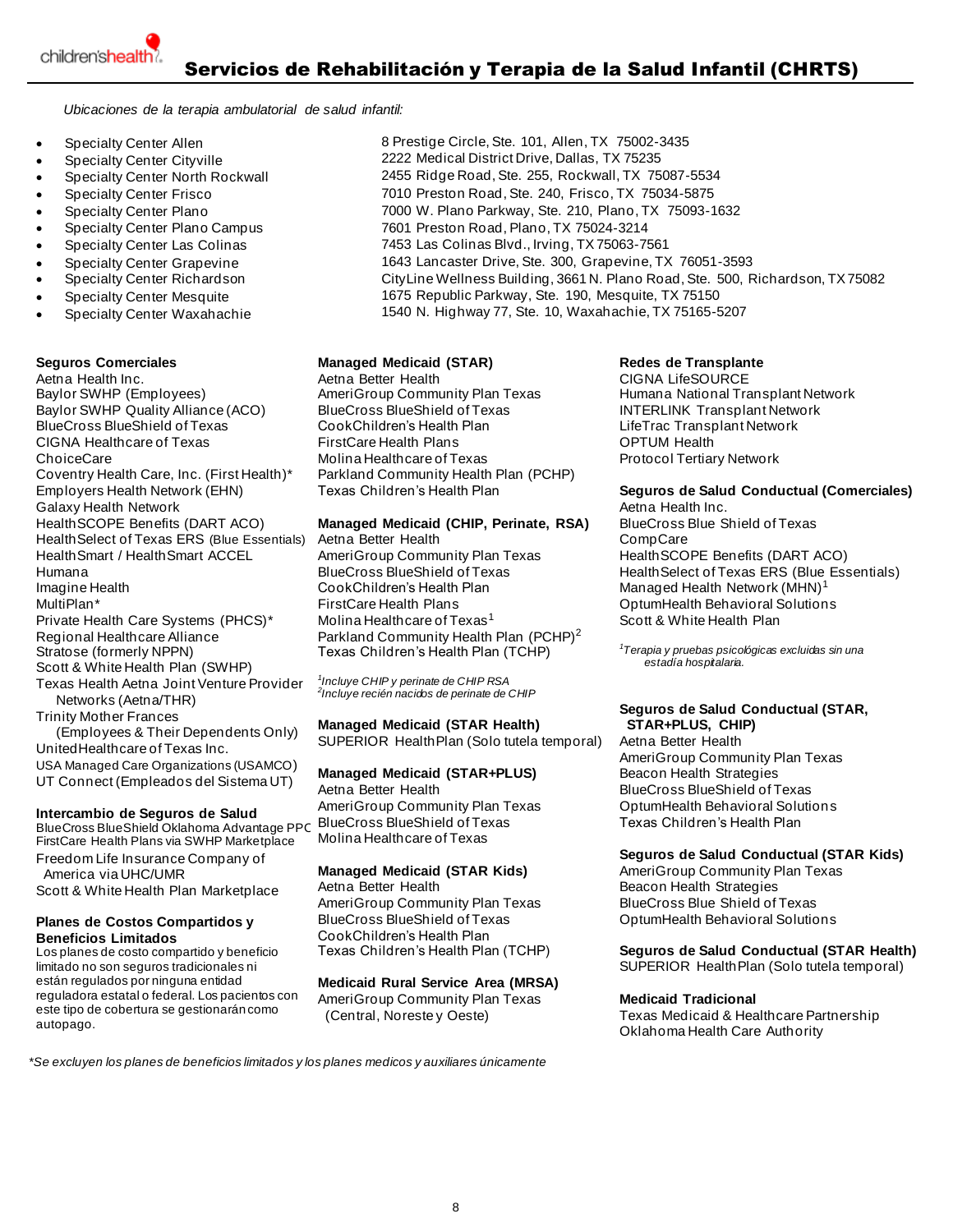# Servicios de Rehabilitación y Terapia de la Salud Infantil (CHRTS)

*Ubicaciones de la terapia ambulatorial de salud infantil:*

- Specialty Center Allen — 8 Prestige Circle, Ste. 101, Allen, TX 75002-3435
- Specialty Center Cityville — 2222 Medical District Drive, Dallas, TX 75235
- Specialty Center North Rockwall — 2455 Ridge Road, Ste. 255, Rockwall, TX 75087-5534
- Specialty Center Frisco — 7010 Preston Road, Ste. 240, Frisco, TX 75034-5875
- Specialty Center Plano — 7000 W. Plano Parkway, Ste. 210, Plano, TX 75093-1632
- Specialty Center Plano Campus — 7601 Preston Road, Plano, TX 75024-3214
- Specialty Center Las Colinas — 7453 Las Colinas Blvd., Irving, TX 75063-7561
- Specialty Center Grapevine — 1643 Lancaster Drive, Ste. 300, Grapevine, TX 76051-3593
- Specialty Center Richardson — CityLine Wellness Building, 3661 N. Plano Road, Ste. 500, Richardson, TX 75082
- Specialty Center Mesquite — 1675 Republic Parkway, Ste. 190, Mesquite, TX 75150
- Specialty Center Waxahachie — 1540 N. Highway 77, Ste. 10, Waxahachie, TX 75165-5207

**Seguros Comerciales**

Aetna Health Inc.
Baylor SWHP (Employees)
Baylor SWHP Quality Alliance (ACO)
BlueCross BlueShield of Texas
CIGNA Healthcare of Texas
ChoiceCare
Coventry Health Care, Inc. (First Health)*
Employers Health Network (EHN)
Galaxy Health Network
HealthSCOPE Benefits (DART ACO)
HealthSelect of Texas ERS (Blue Essentials)
HealthSmart / HealthSmart ACCEL
Humana
Imagine Health
MultiPlan*
Private Health Care Systems (PHCS)*
Regional Healthcare Alliance
Stratose (formerly NPPN)
Scott & White Health Plan (SWHP)
Texas Health Aetna Joint Venture Provider Networks (Aetna/THR)
Trinity Mother Frances (Employees & Their Dependents Only)
UnitedHealthcare of Texas Inc.
USA Managed Care Organizations (USAMCO)
UT Connect (Empleados del Sistema UT)

**Intercambio de Seguros de Salud**

BlueCross BlueShield Oklahoma Advantage PPO
FirstCare Health Plans via SWHP Marketplace
Freedom Life Insurance Company of America via UHC/UMR
Scott & White Health Plan Marketplace

**Planes de Costos Compartidos y Beneficios Limitados**

Los planes de costo compartido y beneficio limitado no son seguros tradicionales ni están regulados por ninguna entidad reguladora estatal o federal. Los pacientos con este tipo de cobertura se gestionarán como autopago.

**Managed Medicaid (STAR)**

Aetna Better Health
AmeriGroup Community Plan Texas
BlueCross BlueShield of Texas
CookChildren's Health Plan
FirstCare Health Plans
Molina Healthcare of Texas
Parkland Community Health Plan (PCHP)
Texas Children's Health Plan

**Managed Medicaid (CHIP, Perinate, RSA)**

Aetna Better Health
AmeriGroup Community Plan Texas
BlueCross BlueShield of Texas
CookChildren's Health Plan
FirstCare Health Plans
Molina Healthcare of Texas[1]
Parkland Community Health Plan (PCHP)[2]
Texas Children's Health Plan (TCHP)

*[1]Incluye CHIP y perinate de CHIP RSA*
*[2]Incluye recién nacidos de perinate de CHIP*

**Managed Medicaid (STAR Health)**

SUPERIOR HealthPlan (Solo tutela temporal)

**Managed Medicaid (STAR+PLUS)**

Aetna Better Health
AmeriGroup Community Plan Texas
BlueCross BlueShield of Texas
Molina Healthcare of Texas

**Managed Medicaid (STAR Kids)**

Aetna Better Health
AmeriGroup Community Plan Texas
BlueCross BlueShield of Texas
CookChildren's Health Plan
Texas Children's Health Plan (TCHP)

**Medicaid Rural Service Area (MRSA)**

AmeriGroup Community Plan Texas (Central, Noreste y Oeste)

**Redes de Transplante**

CIGNA LifeSOURCE
Humana National Transplant Network
INTERLINK Transplant Network
LifeTrac Transplant Network
OPTUM Health
Protocol Tertiary Network

**Seguros de Salud Conductual (Comerciales)**

Aetna Health Inc.
BlueCross Blue Shield of Texas
CompCare
HealthSCOPE Benefits (DART ACO)
HealthSelect of Texas ERS (Blue Essentials)
Managed Health Network (MHN)[1]
OptumHealth Behavioral Solutions
Scott & White Health Plan

*[1]Terapia y pruebas psicológicas excluidas sin una estadía hospitalaria.*

**Seguros de Salud Conductual (STAR, STAR+PLUS, CHIP)**

Aetna Better Health
AmeriGroup Community Plan Texas
Beacon Health Strategies
BlueCross BlueShield of Texas
OptumHealth Behavioral Solutions
Texas Children's Health Plan

**Seguros de Salud Conductual (STAR Kids)**

AmeriGroup Community Plan Texas
Beacon Health Strategies
BlueCross Blue Shield of Texas
OptumHealth Behavioral Solutions

**Seguros de Salud Conductual (STAR Health)**

SUPERIOR HealthPlan (Solo tutela temporal)

**Medicaid Tradicional**

Texas Medicaid & Healthcare Partnership
Oklahoma Health Care Authority

*\*Se excluyen los planes de beneficios limitados y los planes medicos y auxiliares únicamente*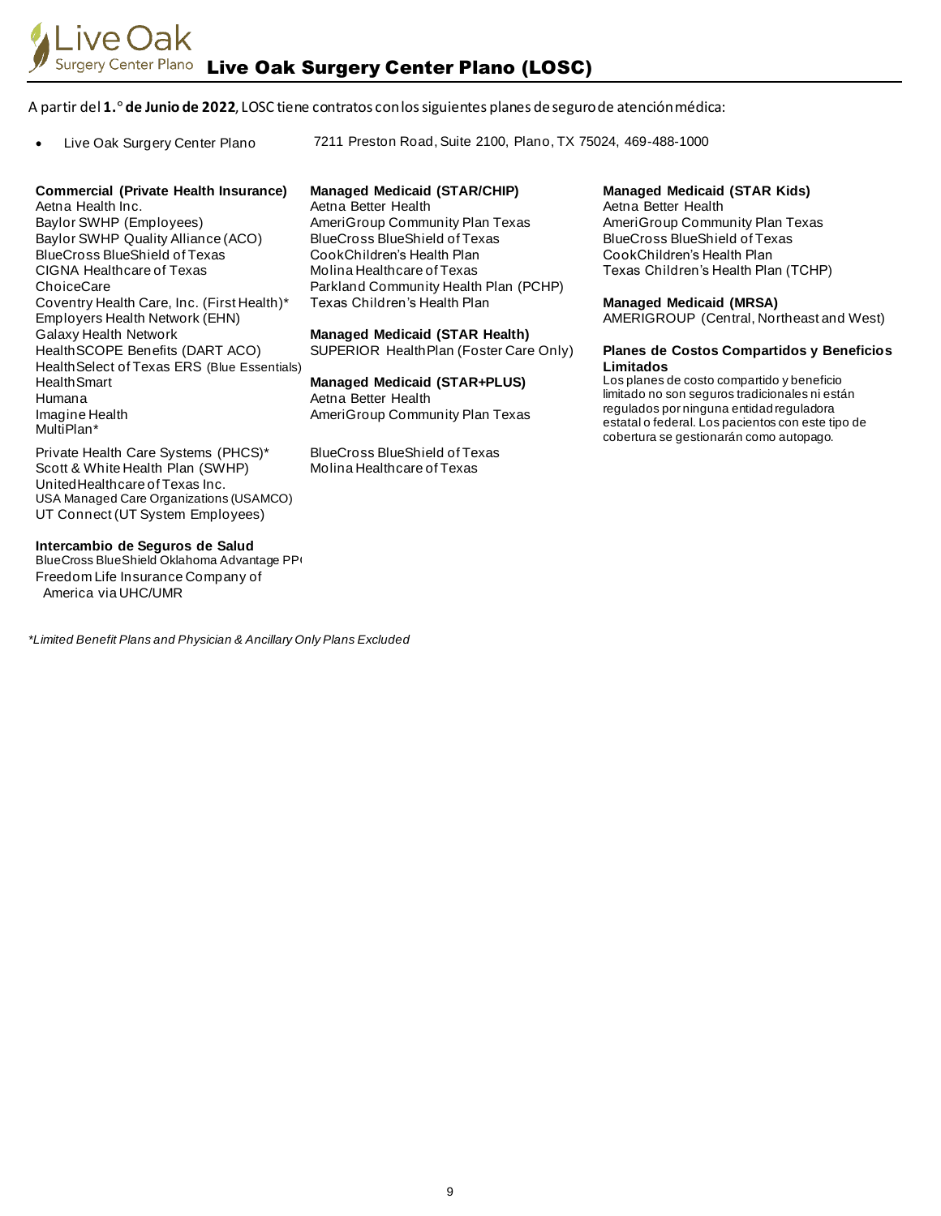# Live Oak Surgery Center Plano (LOSC)

A partir del **1.° de Junio de 2022**, LOSC tiene contratos con los siguientes planes de seguro de atención médica:

- Live Oak Surgery Center Plano — 7211 Preston Road, Suite 2100, Plano, TX 75024, 469-488-1000

**Commercial (Private Health Insurance)**
Aetna Health Inc.
Baylor SWHP (Employees)
Baylor SWHP Quality Alliance (ACO)
BlueCross BlueShield of Texas
CIGNA Healthcare of Texas
ChoiceCare
Coventry Health Care, Inc. (First Health)*
Employers Health Network (EHN)
Galaxy Health Network
HealthSCOPE Benefits (DART ACO)
HealthSelect of Texas ERS (Blue Essentials)
HealthSmart
Humana
Imagine Health
MultiPlan*
Private Health Care Systems (PHCS)*
Scott & White Health Plan (SWHP)
UnitedHealthcare of Texas Inc.
USA Managed Care Organizations (USAMCO)
UT Connect (UT System Employees)

**Intercambio de Seguros de Salud**
BlueCross BlueShield Oklahoma Advantage PP(
Freedom Life Insurance Company of America via UHC/UMR

**Managed Medicaid (STAR/CHIP)**
Aetna Better Health
AmeriGroup Community Plan Texas
BlueCross BlueShield of Texas
CookChildren's Health Plan
Molina Healthcare of Texas
Parkland Community Health Plan (PCHP)
Texas Children's Health Plan

**Managed Medicaid (STAR Health)**
SUPERIOR HealthPlan (Foster Care Only)

**Managed Medicaid (STAR+PLUS)**
Aetna Better Health
AmeriGroup Community Plan Texas
BlueCross BlueShield of Texas
Molina Healthcare of Texas

**Managed Medicaid (STAR Kids)**
Aetna Better Health
AmeriGroup Community Plan Texas
BlueCross BlueShield of Texas
CookChildren's Health Plan
Texas Children's Health Plan (TCHP)

**Managed Medicaid (MRSA)**
AMERIGROUP (Central, Northeast and West)

**Planes de Costos Compartidos y Beneficios Limitados**
Los planes de costo compartido y beneficio limitado no son seguros tradicionales ni están regulados por ninguna entidad reguladora estatal o federal. Los pacientos con este tipo de cobertura se gestionarán como autopago.

*\*Limited Benefit Plans and Physician & Ancillary Only Plans Excluded*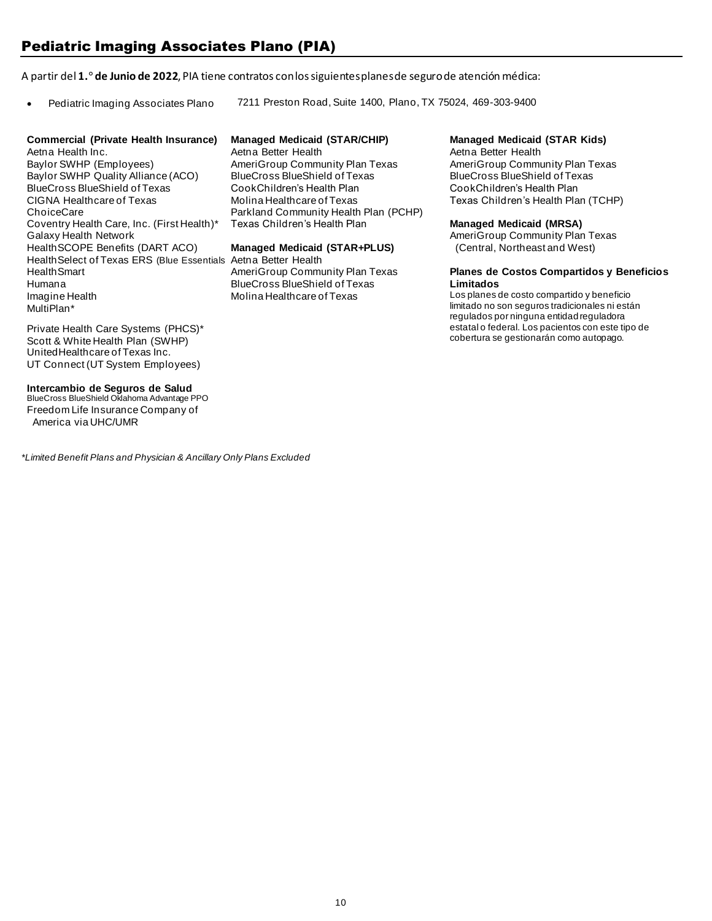## Pediatric Imaging Associates Plano (PIA)

A partir del **1.° de Junio de 2022**, PIA tiene contratos con los siguientes planes de seguro de atención médica:

- Pediatric Imaging Associates Plano 7211 Preston Road, Suite 1400, Plano, TX 75024, 469-303-9400

**Commercial (Private Health Insurance)**

Aetna Health Inc.
Baylor SWHP (Employees)
Baylor SWHP Quality Alliance (ACO)
BlueCross BlueShield of Texas
CIGNA Healthcare of Texas
ChoiceCare
Coventry Health Care, Inc. (First Health)*
Galaxy Health Network
HealthSCOPE Benefits (DART ACO)
HealthSelect of Texas ERS (Blue Essentials
HealthSmart
Humana
Imagine Health
MultiPlan*

Private Health Care Systems (PHCS)*
Scott & White Health Plan (SWHP)
UnitedHealthcare of Texas Inc.
UT Connect (UT System Employees)

**Intercambio de Seguros de Salud**

BlueCross BlueShield Oklahoma Advantage PPO
Freedom Life Insurance Company of America via UHC/UMR

**Managed Medicaid (STAR/CHIP)**

Aetna Better Health
AmeriGroup Community Plan Texas
BlueCross BlueShield of Texas
CookChildren's Health Plan
Molina Healthcare of Texas
Parkland Community Health Plan (PCHP)
Texas Children's Health Plan

**Managed Medicaid (STAR+PLUS)**

Aetna Better Health
AmeriGroup Community Plan Texas
BlueCross BlueShield of Texas
Molina Healthcare of Texas

**Managed Medicaid (STAR Kids)**

Aetna Better Health
AmeriGroup Community Plan Texas
BlueCross BlueShield of Texas
CookChildren's Health Plan
Texas Children's Health Plan (TCHP)

**Managed Medicaid (MRSA)**

AmeriGroup Community Plan Texas (Central, Northeast and West)

**Planes de Costos Compartidos y Beneficios Limitados**

Los planes de costo compartido y beneficio limitado no son seguros tradicionales ni están regulados por ninguna entidad reguladora estatal o federal. Los pacientos con este tipo de cobertura se gestionarán como autopago.

*\*Limited Benefit Plans and Physician & Ancillary Only Plans Excluded*